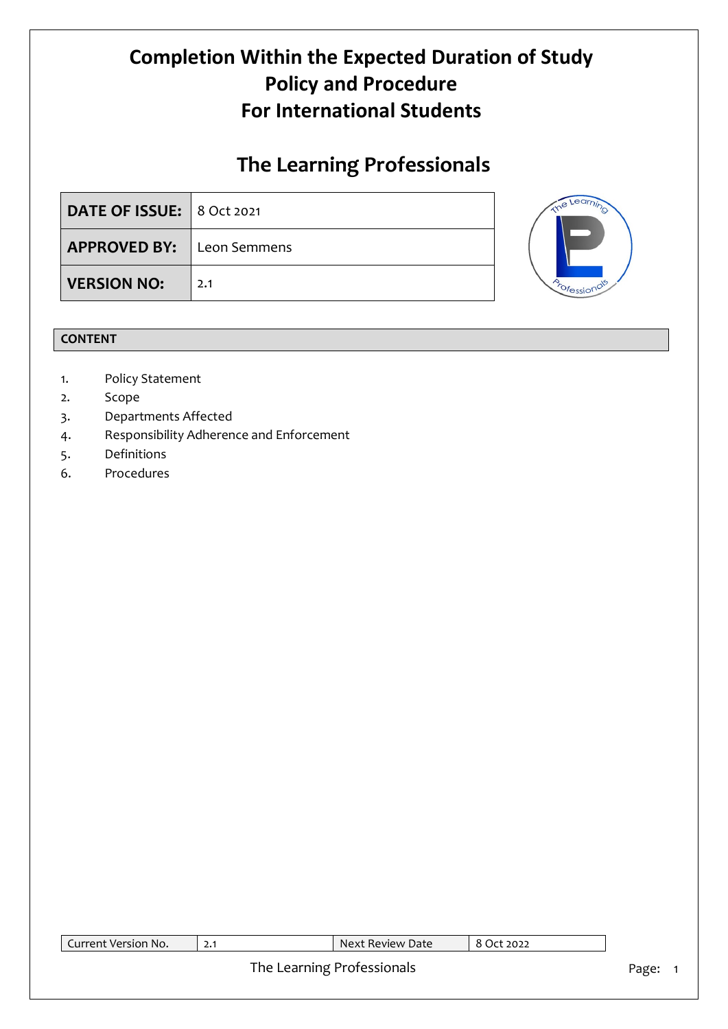# Completion Within the Expected Duration of Study Policy and Procedure For International Students

# The Learning Professionals

| DATE OF ISSUE: | 8 Oct 2021 |
|---|---|
| APPROVED BY: | Leon Semmens |
| VERSION NO: | 2.1 |

**CONTENT**

1. Policy Statement
2. Scope
3. Departments Affected
4. Responsibility Adherence and Enforcement
5. Definitions
6. Procedures

| Current Version No. | 2.1 | Next Review Date | 8 Oct 2022 |
|---|---|---|---|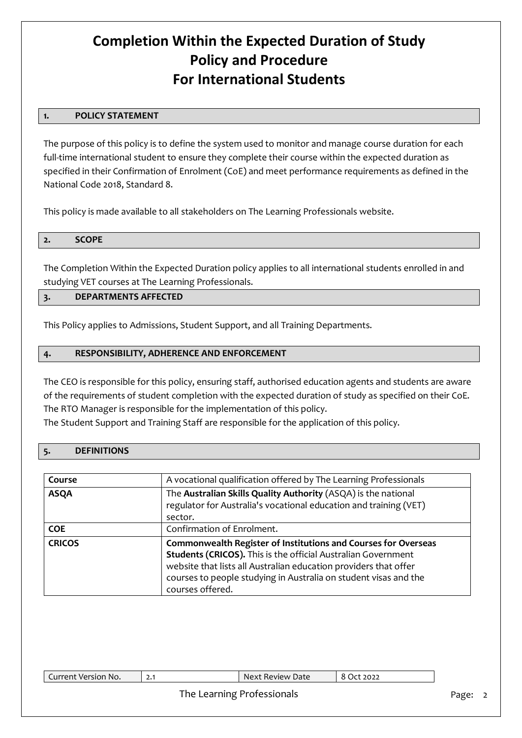# Completion Within the Expected Duration of Study Policy and Procedure For International Students

## 1. POLICY STATEMENT

The purpose of this policy is to define the system used to monitor and manage course duration for each full-time international student to ensure they complete their course within the expected duration as specified in their Confirmation of Enrolment (CoE) and meet performance requirements as defined in the National Code 2018, Standard 8.

This policy is made available to all stakeholders on The Learning Professionals website.

## 2. SCOPE

The Completion Within the Expected Duration policy applies to all international students enrolled in and studying VET courses at The Learning Professionals.

## 3. DEPARTMENTS AFFECTED

This Policy applies to Admissions, Student Support, and all Training Departments.

## 4. RESPONSIBILITY, ADHERENCE AND ENFORCEMENT

The CEO is responsible for this policy, ensuring staff, authorised education agents and students are aware of the requirements of student completion with the expected duration of study as specified on their CoE. The RTO Manager is responsible for the implementation of this policy.
The Student Support and Training Staff are responsible for the application of this policy.

## 5. DEFINITIONS

| | |
|---|---|
| **Course** | A vocational qualification offered by The Learning Professionals |
| **ASQA** | The **Australian Skills Quality Authority** (ASQA) is the national regulator for Australia's vocational education and training (VET) sector. |
| **COE** | Confirmation of Enrolment. |
| **CRICOS** | **Commonwealth Register of Institutions and Courses for Overseas Students (CRICOS).** This is the official Australian Government website that lists all Australian education providers that offer courses to people studying in Australia on student visas and the courses offered. |

| Current Version No. | 2.1 | Next Review Date | 8 Oct 2022 |
|---|---|---|---|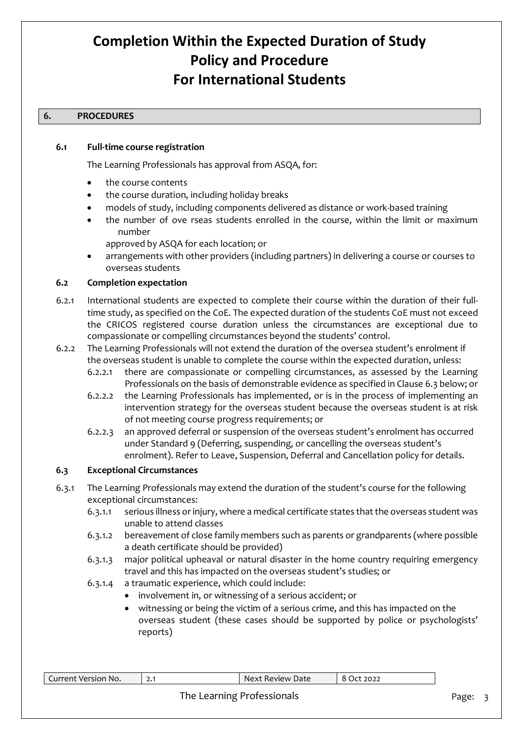# Completion Within the Expected Duration of Study Policy and Procedure For International Students

## 6. PROCEDURES

### 6.1 Full-time course registration

The Learning Professionals has approval from ASQA, for:

- the course contents
- the course duration, including holiday breaks
- models of study, including components delivered as distance or work-based training
- the number of ove rseas students enrolled in the course, within the limit or maximum number
  approved by ASQA for each location; or
- arrangements with other providers (including partners) in delivering a course or courses to overseas students

### 6.2 Completion expectation

6.2.1 International students are expected to complete their course within the duration of their full-time study, as specified on the CoE. The expected duration of the students CoE must not exceed the CRICOS registered course duration unless the circumstances are exceptional due to compassionate or compelling circumstances beyond the students' control.

6.2.2 The Learning Professionals will not extend the duration of the oversea student's enrolment if the overseas student is unable to complete the course within the expected duration, unless:

- 6.2.2.1 there are compassionate or compelling circumstances, as assessed by the Learning Professionals on the basis of demonstrable evidence as specified in Clause 6.3 below; or
- 6.2.2.2 the Learning Professionals has implemented, or is in the process of implementing an intervention strategy for the overseas student because the overseas student is at risk of not meeting course progress requirements; or
- 6.2.2.3 an approved deferral or suspension of the overseas student's enrolment has occurred under Standard 9 (Deferring, suspending, or cancelling the overseas student's enrolment). Refer to Leave, Suspension, Deferral and Cancellation policy for details.

### 6.3 Exceptional Circumstances

6.3.1 The Learning Professionals may extend the duration of the student's course for the following exceptional circumstances:

- 6.3.1.1 serious illness or injury, where a medical certificate states that the overseas student was unable to attend classes
- 6.3.1.2 bereavement of close family members such as parents or grandparents (where possible a death certificate should be provided)
- 6.3.1.3 major political upheaval or natural disaster in the home country requiring emergency travel and this has impacted on the overseas student's studies; or
- 6.3.1.4 a traumatic experience, which could include:
  - involvement in, or witnessing of a serious accident; or
  - witnessing or being the victim of a serious crime, and this has impacted on the overseas student (these cases should be supported by police or psychologists' reports)

| Current Version No. | 2.1 | Next Review Date | 8 Oct 2022 |
| --- | --- | --- | --- |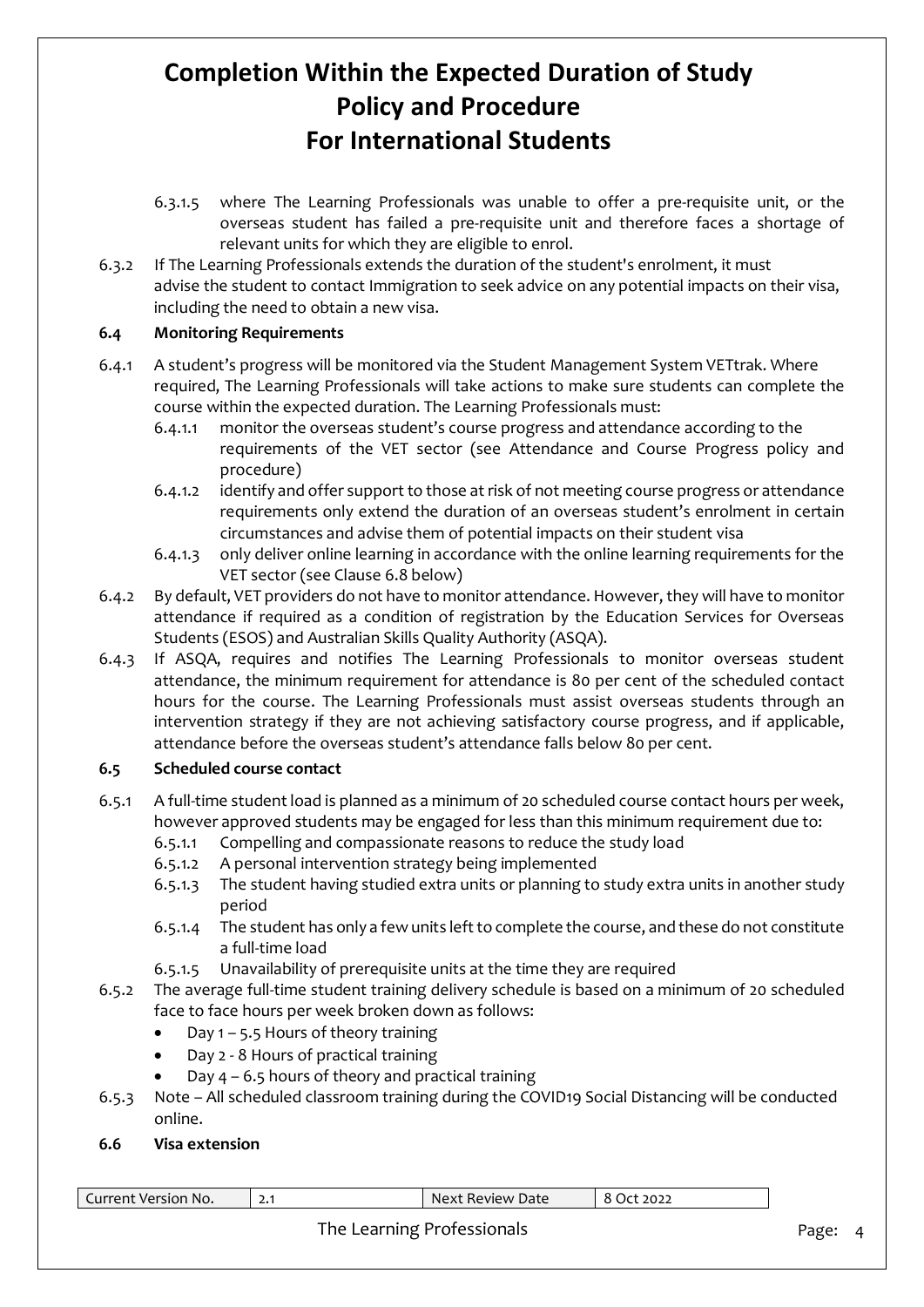6.3.1.5 where The Learning Professionals was unable to offer a pre-requisite unit, or the overseas student has failed a pre-requisite unit and therefore faces a shortage of relevant units for which they are eligible to enrol.

6.3.2 If The Learning Professionals extends the duration of the student's enrolment, it must advise the student to contact Immigration to seek advice on any potential impacts on their visa, including the need to obtain a new visa.

### 6.4 Monitoring Requirements

6.4.1 A student's progress will be monitored via the Student Management System VETtrak. Where required, The Learning Professionals will take actions to make sure students can complete the course within the expected duration. The Learning Professionals must:

- 6.4.1.1 monitor the overseas student's course progress and attendance according to the requirements of the VET sector (see Attendance and Course Progress policy and procedure)
- 6.4.1.2 identify and offer support to those at risk of not meeting course progress or attendance requirements only extend the duration of an overseas student's enrolment in certain circumstances and advise them of potential impacts on their student visa
- 6.4.1.3 only deliver online learning in accordance with the online learning requirements for the VET sector (see Clause 6.8 below)

6.4.2 By default, VET providers do not have to monitor attendance. However, they will have to monitor attendance if required as a condition of registration by the Education Services for Overseas Students (ESOS) and Australian Skills Quality Authority (ASQA).

6.4.3 If ASQA, requires and notifies The Learning Professionals to monitor overseas student attendance, the minimum requirement for attendance is 80 per cent of the scheduled contact hours for the course. The Learning Professionals must assist overseas students through an intervention strategy if they are not achieving satisfactory course progress, and if applicable, attendance before the overseas student's attendance falls below 80 per cent.

### 6.5 Scheduled course contact

6.5.1 A full-time student load is planned as a minimum of 20 scheduled course contact hours per week, however approved students may be engaged for less than this minimum requirement due to:

- 6.5.1.1 Compelling and compassionate reasons to reduce the study load
- 6.5.1.2 A personal intervention strategy being implemented
- 6.5.1.3 The student having studied extra units or planning to study extra units in another study period
- 6.5.1.4 The student has only a few units left to complete the course, and these do not constitute a full-time load
- 6.5.1.5 Unavailability of prerequisite units at the time they are required

6.5.2 The average full-time student training delivery schedule is based on a minimum of 20 scheduled face to face hours per week broken down as follows:

- Day 1 – 5.5 Hours of theory training
- Day 2 - 8 Hours of practical training
- Day 4 – 6.5 hours of theory and practical training

6.5.3 Note – All scheduled classroom training during the COVID19 Social Distancing will be conducted online.

### 6.6 Visa extension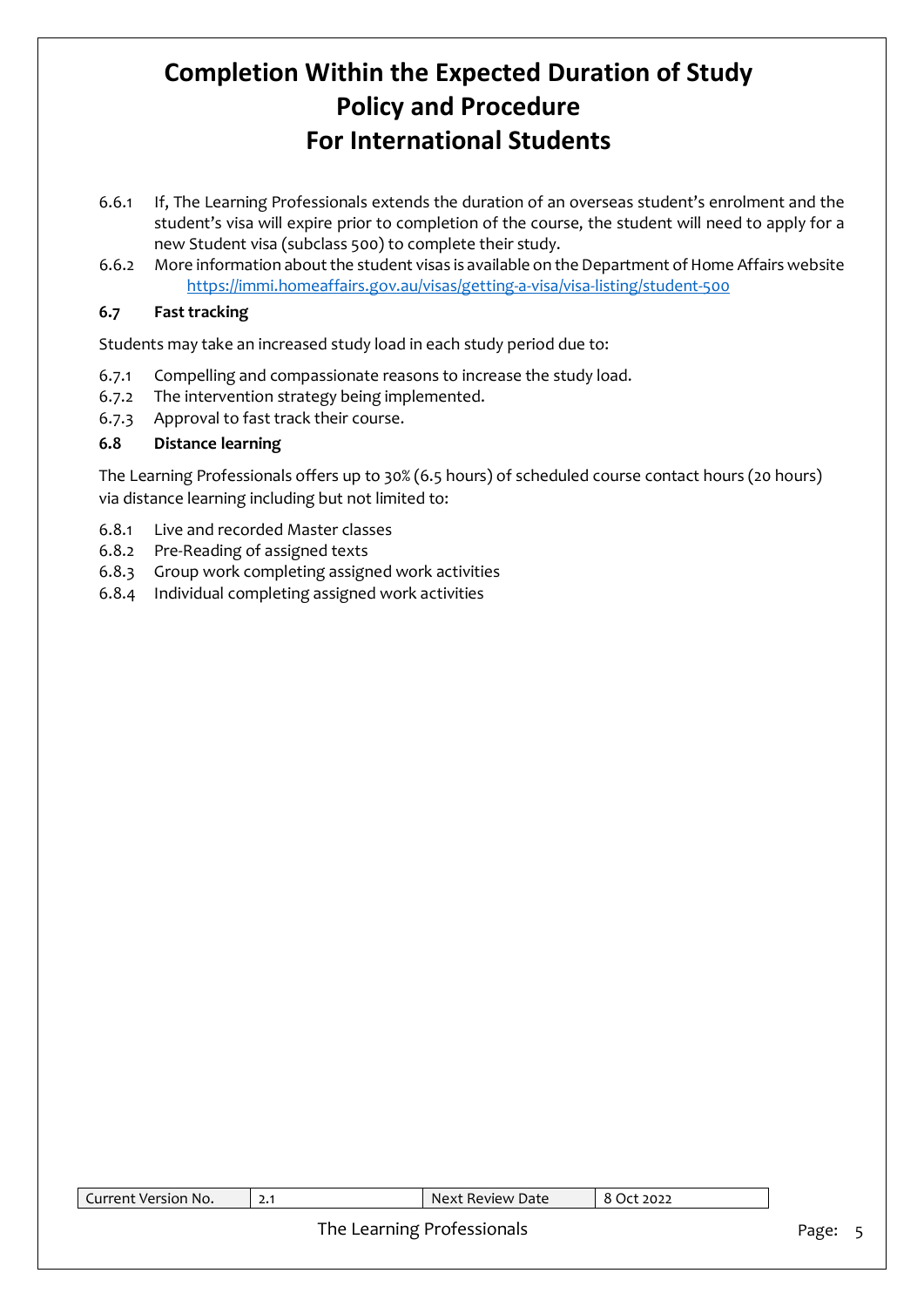# Completion Within the Expected Duration of Study Policy and Procedure For International Students

6.6.1 If, The Learning Professionals extends the duration of an overseas student's enrolment and the student's visa will expire prior to completion of the course, the student will need to apply for a new Student visa (subclass 500) to complete their study.

6.6.2 More information about the student visas is available on the Department of Home Affairs website https://immi.homeaffairs.gov.au/visas/getting-a-visa/visa-listing/student-500

### 6.7 Fast tracking

Students may take an increased study load in each study period due to:

6.7.1 Compelling and compassionate reasons to increase the study load.

6.7.2 The intervention strategy being implemented.

6.7.3 Approval to fast track their course.

### 6.8 Distance learning

The Learning Professionals offers up to 30% (6.5 hours) of scheduled course contact hours (20 hours) via distance learning including but not limited to:

6.8.1 Live and recorded Master classes

6.8.2 Pre-Reading of assigned texts

6.8.3 Group work completing assigned work activities

6.8.4 Individual completing assigned work activities

| | | | |
|---|---|---|---|
| Current Version No. | 2.1 | Next Review Date | 8 Oct 2022 |